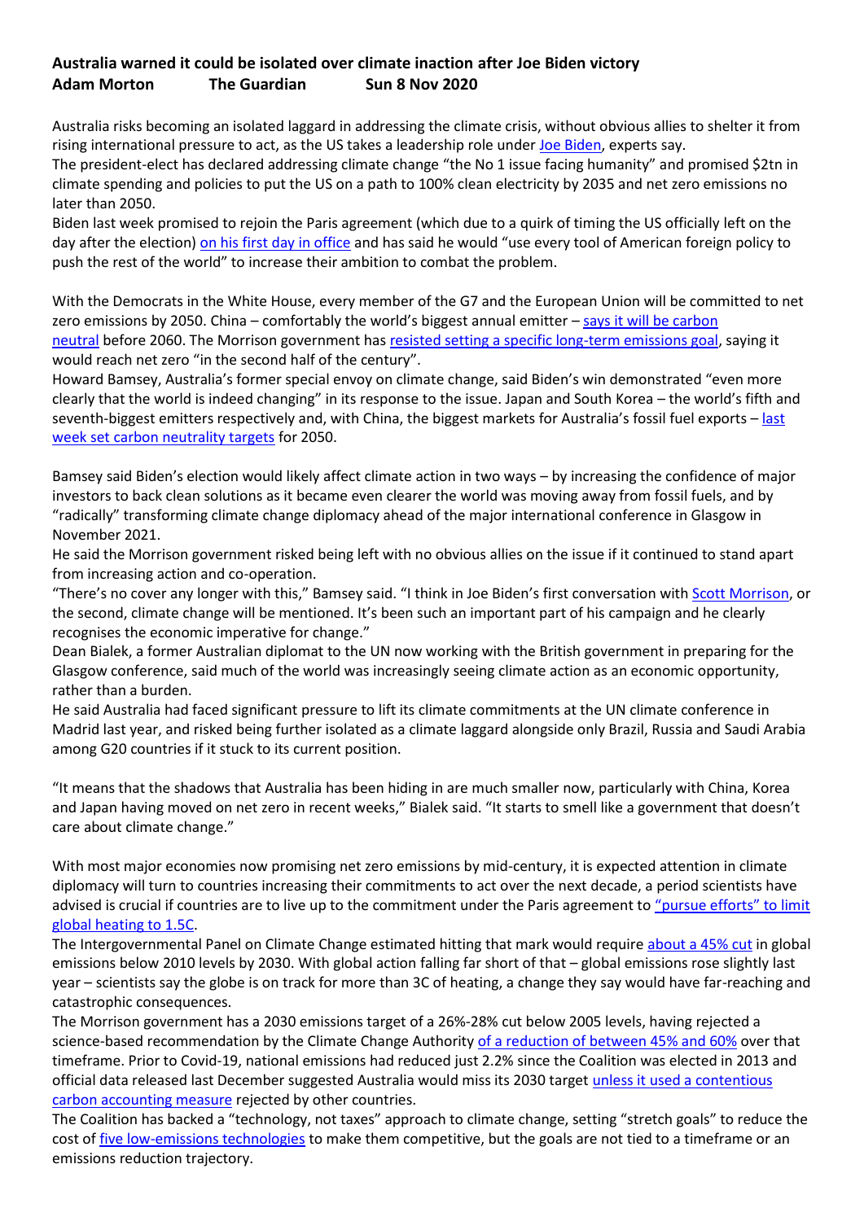**Australia warned it could be isolated over climate inaction after Joe Biden victory**
**Adam Morton The Guardian Sun 8 Nov 2020**

Australia risks becoming an isolated laggard in addressing the climate crisis, without obvious allies to shelter it from rising international pressure to act, as the US takes a leadership role under Joe Biden, experts say.
The president-elect has declared addressing climate change "the No 1 issue facing humanity" and promised $2tn in climate spending and policies to put the US on a path to 100% clean electricity by 2035 and net zero emissions no later than 2050.
Biden last week promised to rejoin the Paris agreement (which due to a quirk of timing the US officially left on the day after the election) on his first day in office and has said he would "use every tool of American foreign policy to push the rest of the world" to increase their ambition to combat the problem.

With the Democrats in the White House, every member of the G7 and the European Union will be committed to net zero emissions by 2050. China – comfortably the world's biggest annual emitter – says it will be carbon neutral before 2060. The Morrison government has resisted setting a specific long-term emissions goal, saying it would reach net zero "in the second half of the century".
Howard Bamsey, Australia's former special envoy on climate change, said Biden's win demonstrated "even more clearly that the world is indeed changing" in its response to the issue. Japan and South Korea – the world's fifth and seventh-biggest emitters respectively and, with China, the biggest markets for Australia's fossil fuel exports – last week set carbon neutrality targets for 2050.

Bamsey said Biden's election would likely affect climate action in two ways – by increasing the confidence of major investors to back clean solutions as it became even clearer the world was moving away from fossil fuels, and by "radically" transforming climate change diplomacy ahead of the major international conference in Glasgow in November 2021.
He said the Morrison government risked being left with no obvious allies on the issue if it continued to stand apart from increasing action and co-operation.
"There's no cover any longer with this," Bamsey said. "I think in Joe Biden's first conversation with Scott Morrison, or the second, climate change will be mentioned. It's been such an important part of his campaign and he clearly recognises the economic imperative for change."
Dean Bialek, a former Australian diplomat to the UN now working with the British government in preparing for the Glasgow conference, said much of the world was increasingly seeing climate action as an economic opportunity, rather than a burden.
He said Australia had faced significant pressure to lift its climate commitments at the UN climate conference in Madrid last year, and risked being further isolated as a climate laggard alongside only Brazil, Russia and Saudi Arabia among G20 countries if it stuck to its current position.

"It means that the shadows that Australia has been hiding in are much smaller now, particularly with China, Korea and Japan having moved on net zero in recent weeks," Bialek said. "It starts to smell like a government that doesn't care about climate change."

With most major economies now promising net zero emissions by mid-century, it is expected attention in climate diplomacy will turn to countries increasing their commitments to act over the next decade, a period scientists have advised is crucial if countries are to live up to the commitment under the Paris agreement to "pursue efforts" to limit global heating to 1.5C.
The Intergovernmental Panel on Climate Change estimated hitting that mark would require about a 45% cut in global emissions below 2010 levels by 2030. With global action falling far short of that – global emissions rose slightly last year – scientists say the globe is on track for more than 3C of heating, a change they say would have far-reaching and catastrophic consequences.
The Morrison government has a 2030 emissions target of a 26%-28% cut below 2005 levels, having rejected a science-based recommendation by the Climate Change Authority of a reduction of between 45% and 60% over that timeframe. Prior to Covid-19, national emissions had reduced just 2.2% since the Coalition was elected in 2013 and official data released last December suggested Australia would miss its 2030 target unless it used a contentious carbon accounting measure rejected by other countries.
The Coalition has backed a "technology, not taxes" approach to climate change, setting "stretch goals" to reduce the cost of five low-emissions technologies to make them competitive, but the goals are not tied to a timeframe or an emissions reduction trajectory.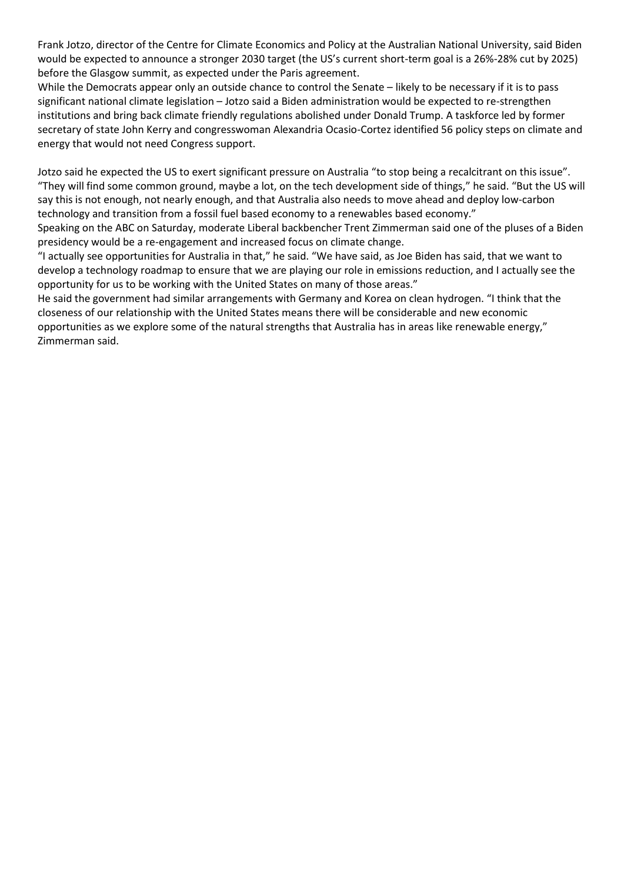Frank Jotzo, director of the Centre for Climate Economics and Policy at the Australian National University, said Biden would be expected to announce a stronger 2030 target (the US's current short-term goal is a 26%-28% cut by 2025) before the Glasgow summit, as expected under the Paris agreement.

While the Democrats appear only an outside chance to control the Senate – likely to be necessary if it is to pass significant national climate legislation – Jotzo said a Biden administration would be expected to re-strengthen institutions and bring back climate friendly regulations abolished under Donald Trump. A taskforce led by former secretary of state John Kerry and congresswoman Alexandria Ocasio-Cortez identified 56 policy steps on climate and energy that would not need Congress support.

Jotzo said he expected the US to exert significant pressure on Australia "to stop being a recalcitrant on this issue". "They will find some common ground, maybe a lot, on the tech development side of things," he said. "But the US will say this is not enough, not nearly enough, and that Australia also needs to move ahead and deploy low-carbon technology and transition from a fossil fuel based economy to a renewables based economy."

Speaking on the ABC on Saturday, moderate Liberal backbencher Trent Zimmerman said one of the pluses of a Biden presidency would be a re-engagement and increased focus on climate change.

"I actually see opportunities for Australia in that," he said. "We have said, as Joe Biden has said, that we want to develop a technology roadmap to ensure that we are playing our role in emissions reduction, and I actually see the opportunity for us to be working with the United States on many of those areas."

He said the government had similar arrangements with Germany and Korea on clean hydrogen. "I think that the closeness of our relationship with the United States means there will be considerable and new economic opportunities as we explore some of the natural strengths that Australia has in areas like renewable energy," Zimmerman said.